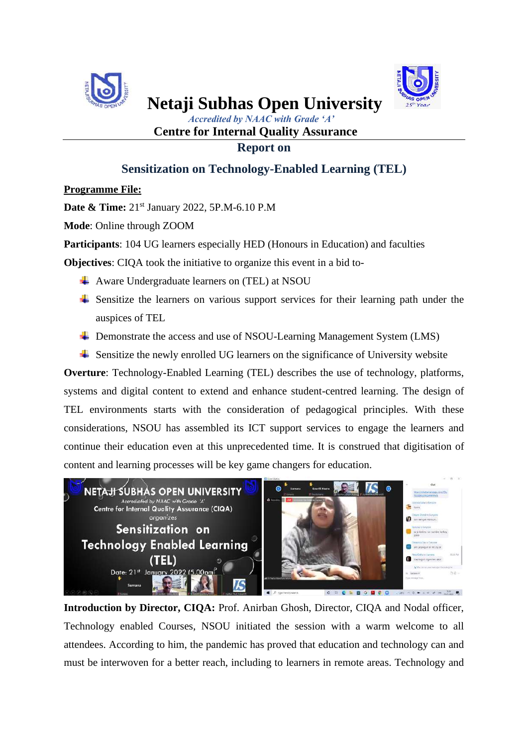# Netaji Subhas Open University

*Accredited by NAAC with Grade 'A'*

**Centre for Internal Quality Assurance**

## Report on

## Sensitization on Technology-Enabled Learning (TEL)

**Programme File:**

**Date & Time:** 21st January 2022, 5P.M-6.10 P.M

**Mode**: Online through ZOOM

**Participants**: 104 UG learners especially HED (Honours in Education) and faculties

**Objectives**: CIQA took the initiative to organize this event in a bid to-

- Aware Undergraduate learners on (TEL) at NSOU
- Sensitize the learners on various support services for their learning path under the auspices of TEL
- Demonstrate the access and use of NSOU-Learning Management System (LMS)
- Sensitize the newly enrolled UG learners on the significance of University website

**Overture**: Technology-Enabled Learning (TEL) describes the use of technology, platforms, systems and digital content to extend and enhance student-centred learning. The design of TEL environments starts with the consideration of pedagogical principles. With these considerations, NSOU has assembled its ICT support services to engage the learners and continue their education even at this unprecedented time. It is construed that digitisation of content and learning processes will be key game changers for education.

**Introduction by Director, CIQA:** Prof. Anirban Ghosh, Director, CIQA and Nodal officer, Technology enabled Courses, NSOU initiated the session with a warm welcome to all attendees. According to him, the pandemic has proved that education and technology can and must be interwoven for a better reach, including to learners in remote areas. Technology and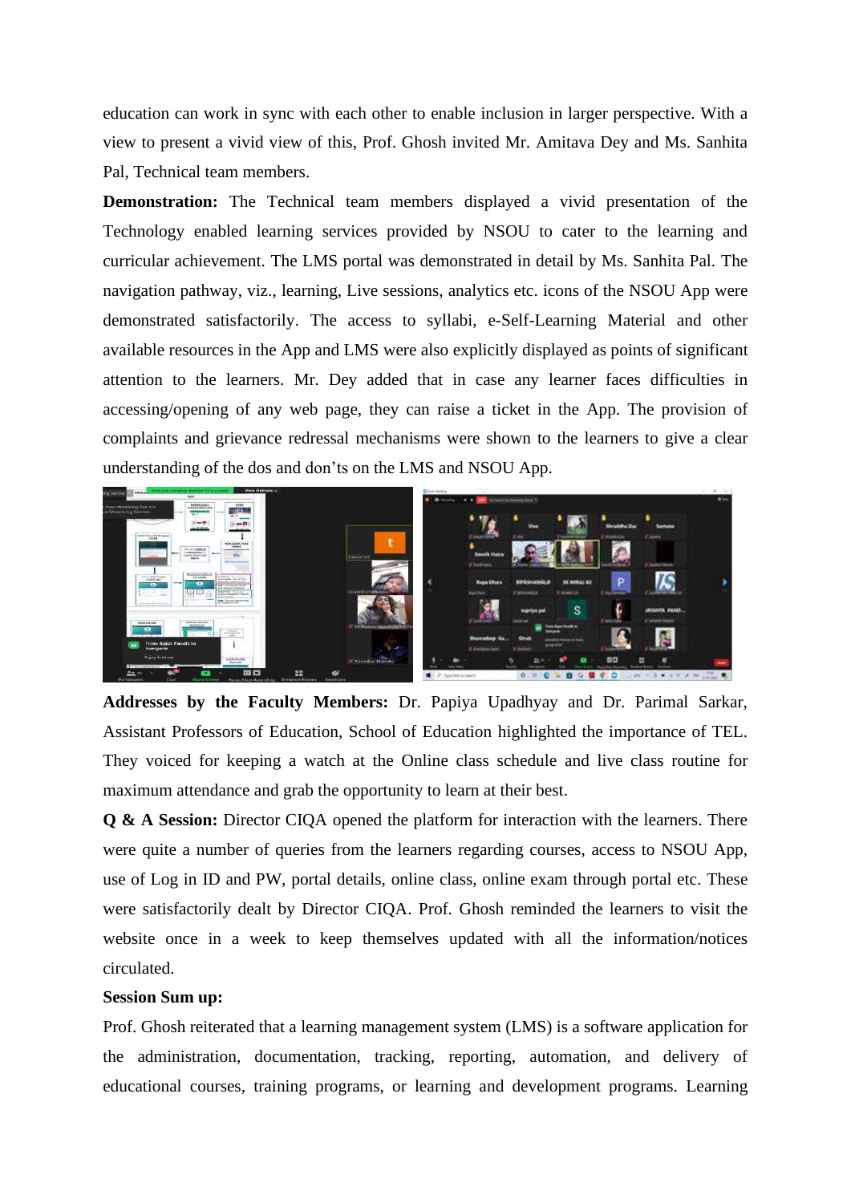education can work in sync with each other to enable inclusion in larger perspective. With a view to present a vivid view of this, Prof. Ghosh invited Mr. Amitava Dey and Ms. Sanhita Pal, Technical team members.

**Demonstration:** The Technical team members displayed a vivid presentation of the Technology enabled learning services provided by NSOU to cater to the learning and curricular achievement. The LMS portal was demonstrated in detail by Ms. Sanhita Pal. The navigation pathway, viz., learning, Live sessions, analytics etc. icons of the NSOU App were demonstrated satisfactorily. The access to syllabi, e-Self-Learning Material and other available resources in the App and LMS were also explicitly displayed as points of significant attention to the learners. Mr. Dey added that in case any learner faces difficulties in accessing/opening of any web page, they can raise a ticket in the App. The provision of complaints and grievance redressal mechanisms were shown to the learners to give a clear understanding of the dos and don'ts on the LMS and NSOU App.

**Addresses by the Faculty Members:** Dr. Papiya Upadhyay and Dr. Parimal Sarkar, Assistant Professors of Education, School of Education highlighted the importance of TEL. They voiced for keeping a watch at the Online class schedule and live class routine for maximum attendance and grab the opportunity to learn at their best.

**Q & A Session:** Director CIQA opened the platform for interaction with the learners. There were quite a number of queries from the learners regarding courses, access to NSOU App, use of Log in ID and PW, portal details, online class, online exam through portal etc. These were satisfactorily dealt by Director CIQA. Prof. Ghosh reminded the learners to visit the website once in a week to keep themselves updated with all the information/notices circulated.

**Session Sum up:**

Prof. Ghosh reiterated that a learning management system (LMS) is a software application for the administration, documentation, tracking, reporting, automation, and delivery of educational courses, training programs, or learning and development programs. Learning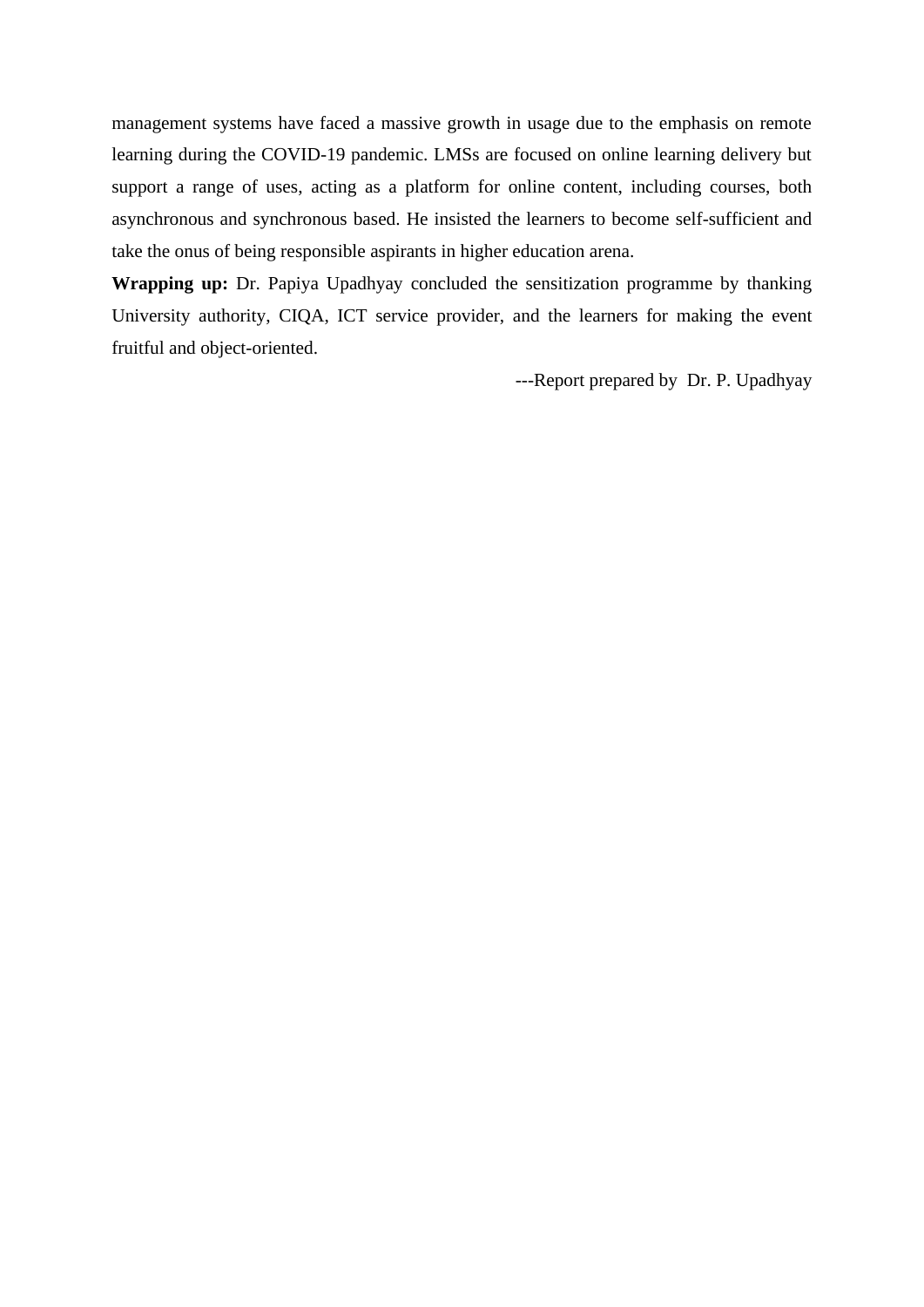management systems have faced a massive growth in usage due to the emphasis on remote learning during the COVID-19 pandemic. LMSs are focused on online learning delivery but support a range of uses, acting as a platform for online content, including courses, both asynchronous and synchronous based. He insisted the learners to become self-sufficient and take the onus of being responsible aspirants in higher education arena.

**Wrapping up:** Dr. Papiya Upadhyay concluded the sensitization programme by thanking University authority, CIQA, ICT service provider, and the learners for making the event fruitful and object-oriented.

---Report prepared by Dr. P. Upadhyay